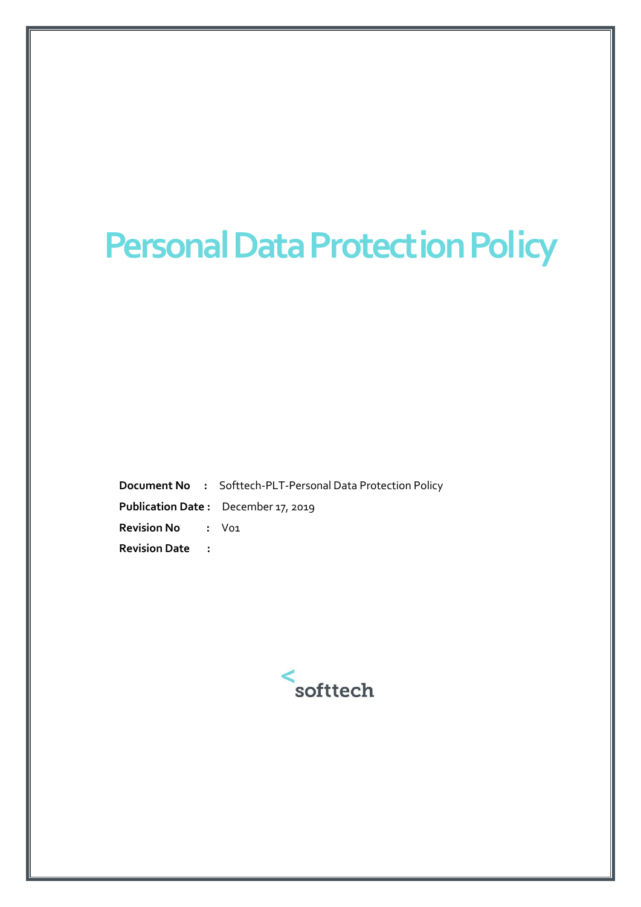# Personal Data Protection Policy

**Document No** : Softtech-PLT-Personal Data Protection Policy

**Publication Date :** December 17, 2019

**Revision No** : V01

**Revision Date** :

softtech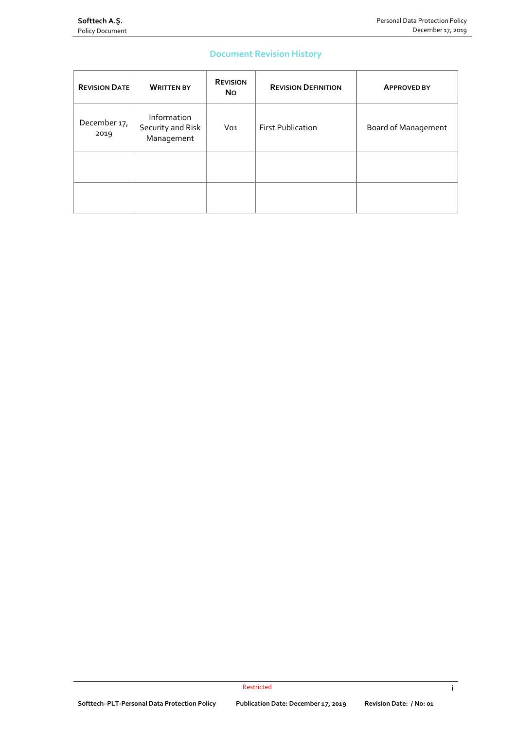## Document Revision History

| Revision Date | Written By | Revision No | Revision Definition | Approved By |
|---|---|---|---|---|
| December 17, 2019 | Information Security and Risk Management | V01 | First Publication | Board of Management |
| | | | | |
| | | | | |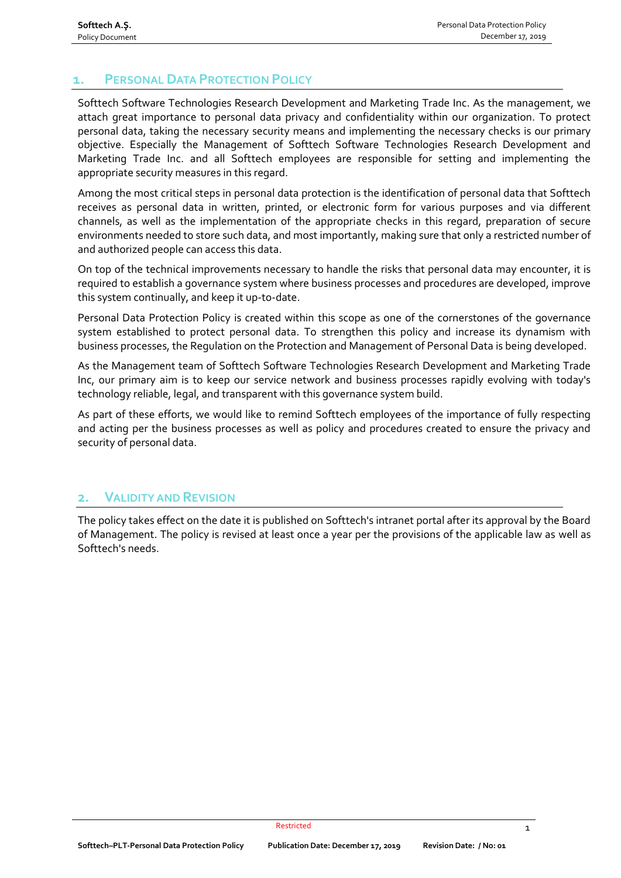## 1. Personal Data Protection Policy

Softtech Software Technologies Research Development and Marketing Trade Inc. As the management, we attach great importance to personal data privacy and confidentiality within our organization. To protect personal data, taking the necessary security means and implementing the necessary checks is our primary objective. Especially the Management of Softtech Software Technologies Research Development and Marketing Trade Inc. and all Softtech employees are responsible for setting and implementing the appropriate security measures in this regard.

Among the most critical steps in personal data protection is the identification of personal data that Softtech receives as personal data in written, printed, or electronic form for various purposes and via different channels, as well as the implementation of the appropriate checks in this regard, preparation of secure environments needed to store such data, and most importantly, making sure that only a restricted number of and authorized people can access this data.

On top of the technical improvements necessary to handle the risks that personal data may encounter, it is required to establish a governance system where business processes and procedures are developed, improve this system continually, and keep it up-to-date.

Personal Data Protection Policy is created within this scope as one of the cornerstones of the governance system established to protect personal data. To strengthen this policy and increase its dynamism with business processes, the Regulation on the Protection and Management of Personal Data is being developed.

As the Management team of Softtech Software Technologies Research Development and Marketing Trade Inc, our primary aim is to keep our service network and business processes rapidly evolving with today's technology reliable, legal, and transparent with this governance system build.

As part of these efforts, we would like to remind Softtech employees of the importance of fully respecting and acting per the business processes as well as policy and procedures created to ensure the privacy and security of personal data.

## 2. Validity and Revision

The policy takes effect on the date it is published on Softtech's intranet portal after its approval by the Board of Management. The policy is revised at least once a year per the provisions of the applicable law as well as Softtech's needs.